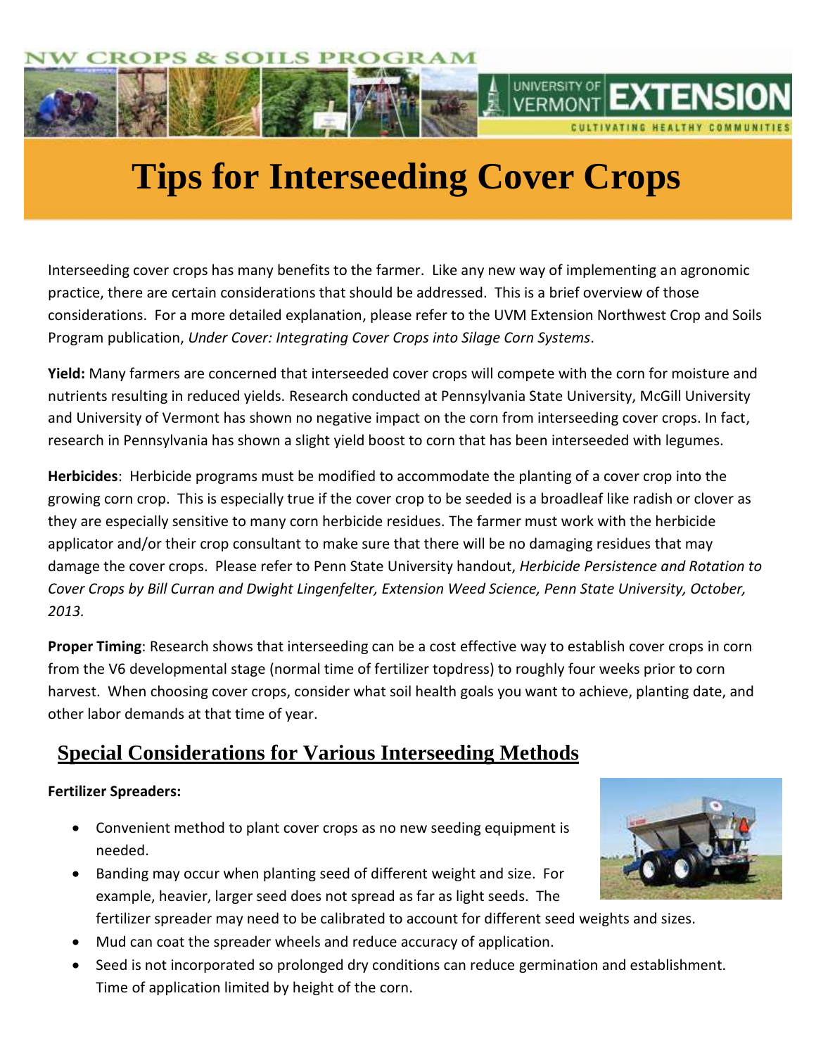# Tips for Interseeding Cover Crops

Interseeding cover crops has many benefits to the farmer. Like any new way of implementing an agronomic practice, there are certain considerations that should be addressed. This is a brief overview of those considerations. For a more detailed explanation, please refer to the UVM Extension Northwest Crop and Soils Program publication, *Under Cover: Integrating Cover Crops into Silage Corn Systems*.

**Yield:** Many farmers are concerned that interseeded cover crops will compete with the corn for moisture and nutrients resulting in reduced yields. Research conducted at Pennsylvania State University, McGill University and University of Vermont has shown no negative impact on the corn from interseeding cover crops. In fact, research in Pennsylvania has shown a slight yield boost to corn that has been interseeded with legumes.

**Herbicides**: Herbicide programs must be modified to accommodate the planting of a cover crop into the growing corn crop. This is especially true if the cover crop to be seeded is a broadleaf like radish or clover as they are especially sensitive to many corn herbicide residues. The farmer must work with the herbicide applicator and/or their crop consultant to make sure that there will be no damaging residues that may damage the cover crops. Please refer to Penn State University handout, *Herbicide Persistence and Rotation to Cover Crops by Bill Curran and Dwight Lingenfelter, Extension Weed Science, Penn State University, October, 2013.*

**Proper Timing**: Research shows that interseeding can be a cost effective way to establish cover crops in corn from the V6 developmental stage (normal time of fertilizer topdress) to roughly four weeks prior to corn harvest. When choosing cover crops, consider what soil health goals you want to achieve, planting date, and other labor demands at that time of year.

## Special Considerations for Various Interseeding Methods

**Fertilizer Spreaders:**

- Convenient method to plant cover crops as no new seeding equipment is needed.
- Banding may occur when planting seed of different weight and size. For example, heavier, larger seed does not spread as far as light seeds. The fertilizer spreader may need to be calibrated to account for different seed weights and sizes.
- Mud can coat the spreader wheels and reduce accuracy of application.
- Seed is not incorporated so prolonged dry conditions can reduce germination and establishment. Time of application limited by height of the corn.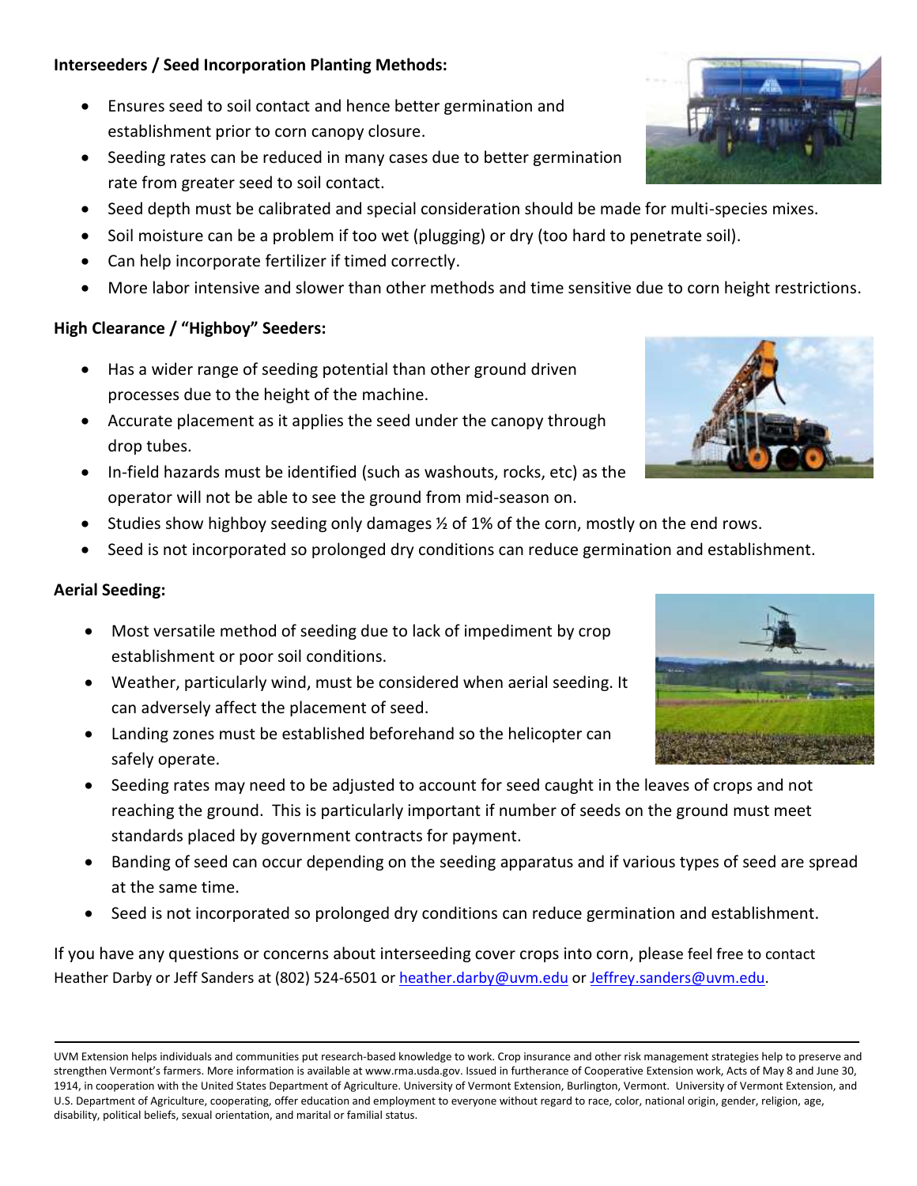**Interseeders / Seed Incorporation Planting Methods:**

- Ensures seed to soil contact and hence better germination and establishment prior to corn canopy closure.
- Seeding rates can be reduced in many cases due to better germination rate from greater seed to soil contact.
- Seed depth must be calibrated and special consideration should be made for multi-species mixes.
- Soil moisture can be a problem if too wet (plugging) or dry (too hard to penetrate soil).
- Can help incorporate fertilizer if timed correctly.
- More labor intensive and slower than other methods and time sensitive due to corn height restrictions.

**High Clearance / "Highboy" Seeders:**

- Has a wider range of seeding potential than other ground driven processes due to the height of the machine.
- Accurate placement as it applies the seed under the canopy through drop tubes.
- In-field hazards must be identified (such as washouts, rocks, etc) as the operator will not be able to see the ground from mid-season on.
- Studies show highboy seeding only damages ½ of 1% of the corn, mostly on the end rows.
- Seed is not incorporated so prolonged dry conditions can reduce germination and establishment.

**Aerial Seeding:**

- Most versatile method of seeding due to lack of impediment by crop establishment or poor soil conditions.
- Weather, particularly wind, must be considered when aerial seeding. It can adversely affect the placement of seed.
- Landing zones must be established beforehand so the helicopter can safely operate.
- Seeding rates may need to be adjusted to account for seed caught in the leaves of crops and not reaching the ground. This is particularly important if number of seeds on the ground must meet standards placed by government contracts for payment.
- Banding of seed can occur depending on the seeding apparatus and if various types of seed are spread at the same time.
- Seed is not incorporated so prolonged dry conditions can reduce germination and establishment.

If you have any questions or concerns about interseeding cover crops into corn, please feel free to contact Heather Darby or Jeff Sanders at (802) 524-6501 or heather.darby@uvm.edu or Jeffrey.sanders@uvm.edu.

---

UVM Extension helps individuals and communities put research-based knowledge to work. Crop insurance and other risk management strategies help to preserve and strengthen Vermont's farmers. More information is available at www.rma.usda.gov. Issued in furtherance of Cooperative Extension work, Acts of May 8 and June 30, 1914, in cooperation with the United States Department of Agriculture. University of Vermont Extension, Burlington, Vermont. University of Vermont Extension, and U.S. Department of Agriculture, cooperating, offer education and employment to everyone without regard to race, color, national origin, gender, religion, age, disability, political beliefs, sexual orientation, and marital or familial status.